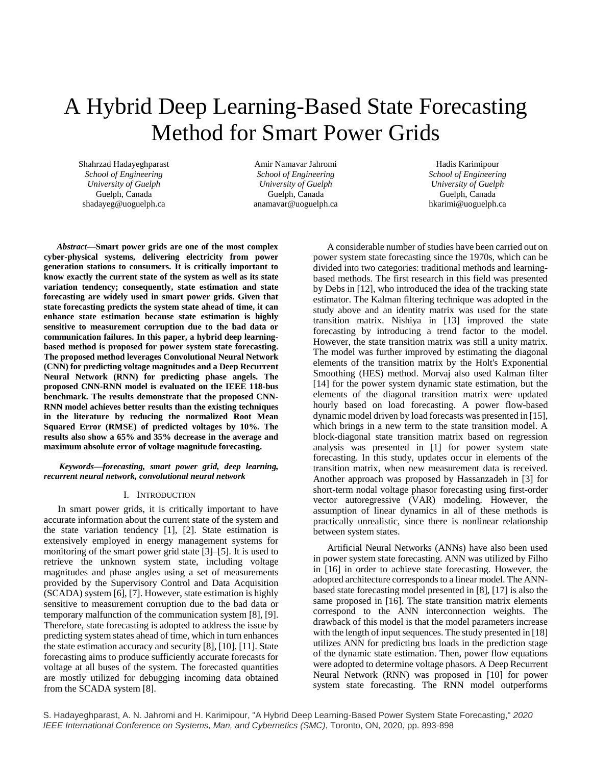# A Hybrid Deep Learning-Based State Forecasting Method for Smart Power Grids

Shahrzad Hadayeghparast
*School of Engineering*
*University of Guelph*
Guelph, Canada
shadayeg@uoguelph.ca

Amir Namavar Jahromi
*School of Engineering*
*University of Guelph*
Guelph, Canada
anamavar@uoguelph.ca

Hadis Karimipour
*School of Engineering*
*University of Guelph*
Guelph, Canada
hkarimi@uoguelph.ca

***Abstract*—Smart power grids are one of the most complex cyber-physical systems, delivering electricity from power generation stations to consumers. It is critically important to know exactly the current state of the system as well as its state variation tendency; consequently, state estimation and state forecasting are widely used in smart power grids. Given that state forecasting predicts the system state ahead of time, it can enhance state estimation because state estimation is highly sensitive to measurement corruption due to the bad data or communication failures. In this paper, a hybrid deep learning-based method is proposed for power system state forecasting. The proposed method leverages Convolutional Neural Network (CNN) for predicting voltage magnitudes and a Deep Recurrent Neural Network (RNN) for predicting phase angles. The proposed CNN-RNN model is evaluated on the IEEE 118-bus benchmark. The results demonstrate that the proposed CNN-RNN model achieves better results than the existing techniques in the literature by reducing the normalized Root Mean Squared Error (RMSE) of predicted voltages by 10%. The results also show a 65% and 35% decrease in the average and maximum absolute error of voltage magnitude forecasting.**

***Keywords*—*forecasting, smart power grid, deep learning, recurrent neural network, convolutional neural network***

## I. Introduction

In smart power grids, it is critically important to have accurate information about the current state of the system and the state variation tendency [1], [2]. State estimation is extensively employed in energy management systems for monitoring of the smart power grid state [3]–[5]. It is used to retrieve the unknown system state, including voltage magnitudes and phase angles using a set of measurements provided by the Supervisory Control and Data Acquisition (SCADA) system [6], [7]. However, state estimation is highly sensitive to measurement corruption due to the bad data or temporary malfunction of the communication system [8], [9]. Therefore, state forecasting is adopted to address the issue by predicting system states ahead of time, which in turn enhances the state estimation accuracy and security [8], [10], [11]. State forecasting aims to produce sufficiently accurate forecasts for voltage at all buses of the system. The forecasted quantities are mostly utilized for debugging incoming data obtained from the SCADA system [8].

A considerable number of studies have been carried out on power system state forecasting since the 1970s, which can be divided into two categories: traditional methods and learning-based methods. The first research in this field was presented by Debs in [12], who introduced the idea of the tracking state estimator. The Kalman filtering technique was adopted in the study above and an identity matrix was used for the state transition matrix. Nishiya in [13] improved the state forecasting by introducing a trend factor to the model. However, the state transition matrix was still a unity matrix. The model was further improved by estimating the diagonal elements of the transition matrix by the Holt's Exponential Smoothing (HES) method. Morvaj also used Kalman filter [14] for the power system dynamic state estimation, but the elements of the diagonal transition matrix were updated hourly based on load forecasting. A power flow-based dynamic model driven by load forecasts was presented in [15], which brings in a new term to the state transition model. A block-diagonal state transition matrix based on regression analysis was presented in [1] for power system state forecasting. In this study, updates occur in elements of the transition matrix, when new measurement data is received. Another approach was proposed by Hassanzadeh in [3] for short-term nodal voltage phasor forecasting using first-order vector autoregressive (VAR) modeling. However, the assumption of linear dynamics in all of these methods is practically unrealistic, since there is nonlinear relationship between system states.

Artificial Neural Networks (ANNs) have also been used in power system state forecasting. ANN was utilized by Filho in [16] in order to achieve state forecasting. However, the adopted architecture corresponds to a linear model. The ANN-based state forecasting model presented in [8], [17] is also the same proposed in [16]. The state transition matrix elements correspond to the ANN interconnection weights. The drawback of this model is that the model parameters increase with the length of input sequences. The study presented in [18] utilizes ANN for predicting bus loads in the prediction stage of the dynamic state estimation. Then, power flow equations were adopted to determine voltage phasors. A Deep Recurrent Neural Network (RNN) was proposed in [10] for power system state forecasting. The RNN model outperforms

S. Hadayeghparast, A. N. Jahromi and H. Karimipour, "A Hybrid Deep Learning-Based Power System State Forecasting," *2020 IEEE International Conference on Systems, Man, and Cybernetics (SMC)*, Toronto, ON, 2020, pp. 893-898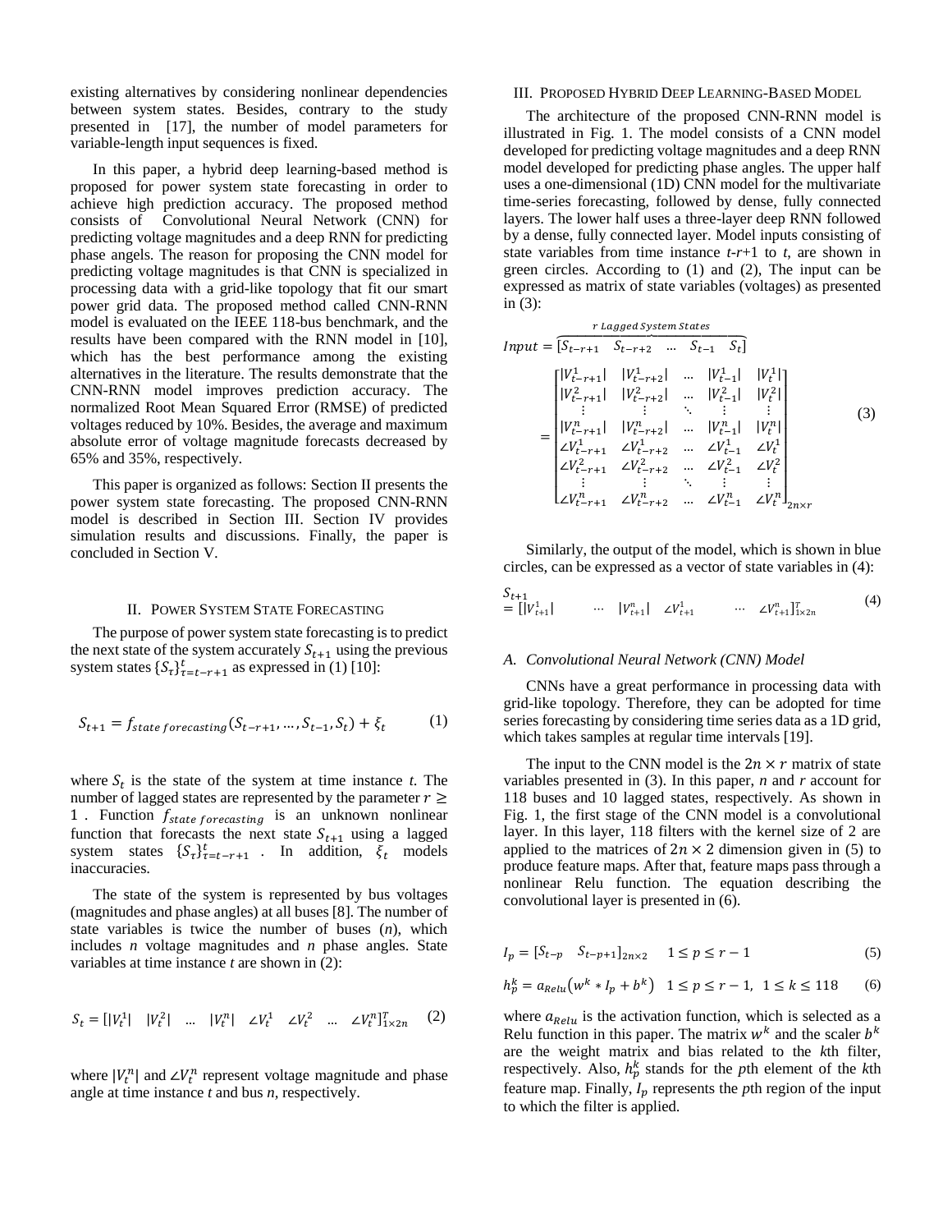existing alternatives by considering nonlinear dependencies between system states. Besides, contrary to the study presented in [17], the number of model parameters for variable-length input sequences is fixed.

In this paper, a hybrid deep learning-based method is proposed for power system state forecasting in order to achieve high prediction accuracy. The proposed method consists of Convolutional Neural Network (CNN) for predicting voltage magnitudes and a deep RNN for predicting phase angels. The reason for proposing the CNN model for predicting voltage magnitudes is that CNN is specialized in processing data with a grid-like topology that fit our smart power grid data. The proposed method called CNN-RNN model is evaluated on the IEEE 118-bus benchmark, and the results have been compared with the RNN model in [10], which has the best performance among the existing alternatives in the literature. The results demonstrate that the CNN-RNN model improves prediction accuracy. The normalized Root Mean Squared Error (RMSE) of predicted voltages reduced by 10%. Besides, the average and maximum absolute error of voltage magnitude forecasts decreased by 65% and 35%, respectively.

This paper is organized as follows: Section II presents the power system state forecasting. The proposed CNN-RNN model is described in Section III. Section IV provides simulation results and discussions. Finally, the paper is concluded in Section V.

## II. Power System State Forecasting

The purpose of power system state forecasting is to predict the next state of the system accurately $S_{t+1}$ using the previous system states $\{S_\tau\}_{\tau=t-r+1}^{t}$ as expressed in (1) [10]:

$$S_{t+1} = f_{state\ forecasting}(S_{t-r+1}, \dots, S_{t-1}, S_t) + \xi_t \tag{1}$$

where $S_t$ is the state of the system at time instance $t$. The number of lagged states are represented by the parameter $r \geq 1$. Function $f_{state\ forecasting}$ is an unknown nonlinear function that forecasts the next state $S_{t+1}$ using a lagged system states $\{S_\tau\}_{\tau=t-r+1}^{t}$. In addition, $\xi_t$ models inaccuracies.

The state of the system is represented by bus voltages (magnitudes and phase angles) at all buses [8]. The number of state variables is twice the number of buses ($n$), which includes $n$ voltage magnitudes and $n$ phase angles. State variables at time instance $t$ are shown in (2):

$$S_t = [|V_t^1| \quad |V_t^2| \quad \dots \quad |V_t^n| \quad \angle V_t^1 \quad \angle V_t^2 \quad \dots \quad \angle V_t^n]_{1\times 2n}^T \tag{2}$$

where $|V_t^n|$ and $\angle V_t^n$ represent voltage magnitude and phase angle at time instance $t$ and bus $n$, respectively.

## III. Proposed Hybrid Deep Learning-Based Model

The architecture of the proposed CNN-RNN model is illustrated in Fig. 1. The model consists of a CNN model developed for predicting voltage magnitudes and a deep RNN model developed for predicting phase angles. The upper half uses a one-dimensional (1D) CNN model for the multivariate time-series forecasting, followed by dense, fully connected layers. The lower half uses a three-layer deep RNN followed by a dense, fully connected layer. Model inputs consisting of state variables from time instance $t$-$r$+1 to $t$, are shown in green circles. According to (1) and (2), The input can be expressed as matrix of state variables (voltages) as presented in (3):

$$Input = \overbrace{[S_{t-r+1} \quad S_{t-r+2} \quad \dots \quad S_{t-1} \quad S_t]}^{r\ Lagged\ System\ States} = \begin{bmatrix} |V_{t-r+1}^1| & |V_{t-r+2}^1| & \dots & |V_{t-1}^1| & |V_t^1| \\ |V_{t-r+1}^2| & |V_{t-r+2}^2| & \dots & |V_{t-1}^2| & |V_t^2| \\ \vdots & \vdots & \ddots & \vdots & \vdots \\ |V_{t-r+1}^n| & |V_{t-r+2}^n| & \dots & |V_{t-1}^n| & |V_t^n| \\ \angle V_{t-r+1}^1 & \angle V_{t-r+2}^1 & \dots & \angle V_{t-1}^1 & \angle V_t^1 \\ \angle V_{t-r+1}^2 & \angle V_{t-r+2}^2 & \dots & \angle V_{t-1}^2 & \angle V_t^2 \\ \vdots & \vdots & \ddots & \vdots & \vdots \\ \angle V_{t-r+1}^n & \angle V_{t-r+2}^n & \dots & \angle V_{t-1}^n & \angle V_t^n \end{bmatrix}_{2n\times r} \tag{3}$$

Similarly, the output of the model, which is shown in blue circles, can be expressed as a vector of state variables in (4):

$$S_{t+1} = [|V_{t+1}^1| \quad \dots \quad |V_{t+1}^n| \quad \angle V_{t+1}^1 \quad \dots \quad \angle V_{t+1}^n]_{1\times 2n}^T \tag{4}$$

### A. Convolutional Neural Network (CNN) Model

CNNs have a great performance in processing data with grid-like topology. Therefore, they can be adopted for time series forecasting by considering time series data as a 1D grid, which takes samples at regular time intervals [19].

The input to the CNN model is the $2n \times r$ matrix of state variables presented in (3). In this paper, $n$ and $r$ account for 118 buses and 10 lagged states, respectively. As shown in Fig. 1, the first stage of the CNN model is a convolutional layer. In this layer, 118 filters with the kernel size of 2 are applied to the matrices of $2n \times 2$ dimension given in (5) to produce feature maps. After that, feature maps pass through a nonlinear Relu function. The equation describing the convolutional layer is presented in (6).

$$I_p = [S_{t-p} \quad S_{t-p+1}]_{2n\times 2} \quad 1 \leq p \leq r-1 \tag{5}$$

$$h_p^k = a_{Relu}\left(w^k * I_p + b^k\right) \quad 1 \leq p \leq r-1, \ 1 \leq k \leq 118 \tag{6}$$

where $a_{Relu}$ is the activation function, which is selected as a Relu function in this paper. The matrix $w^k$ and the scaler $b^k$ are the weight matrix and bias related to the $k$th filter, respectively. Also, $h_p^k$ stands for the $p$th element of the $k$th feature map. Finally, $I_p$ represents the $p$th region of the input to which the filter is applied.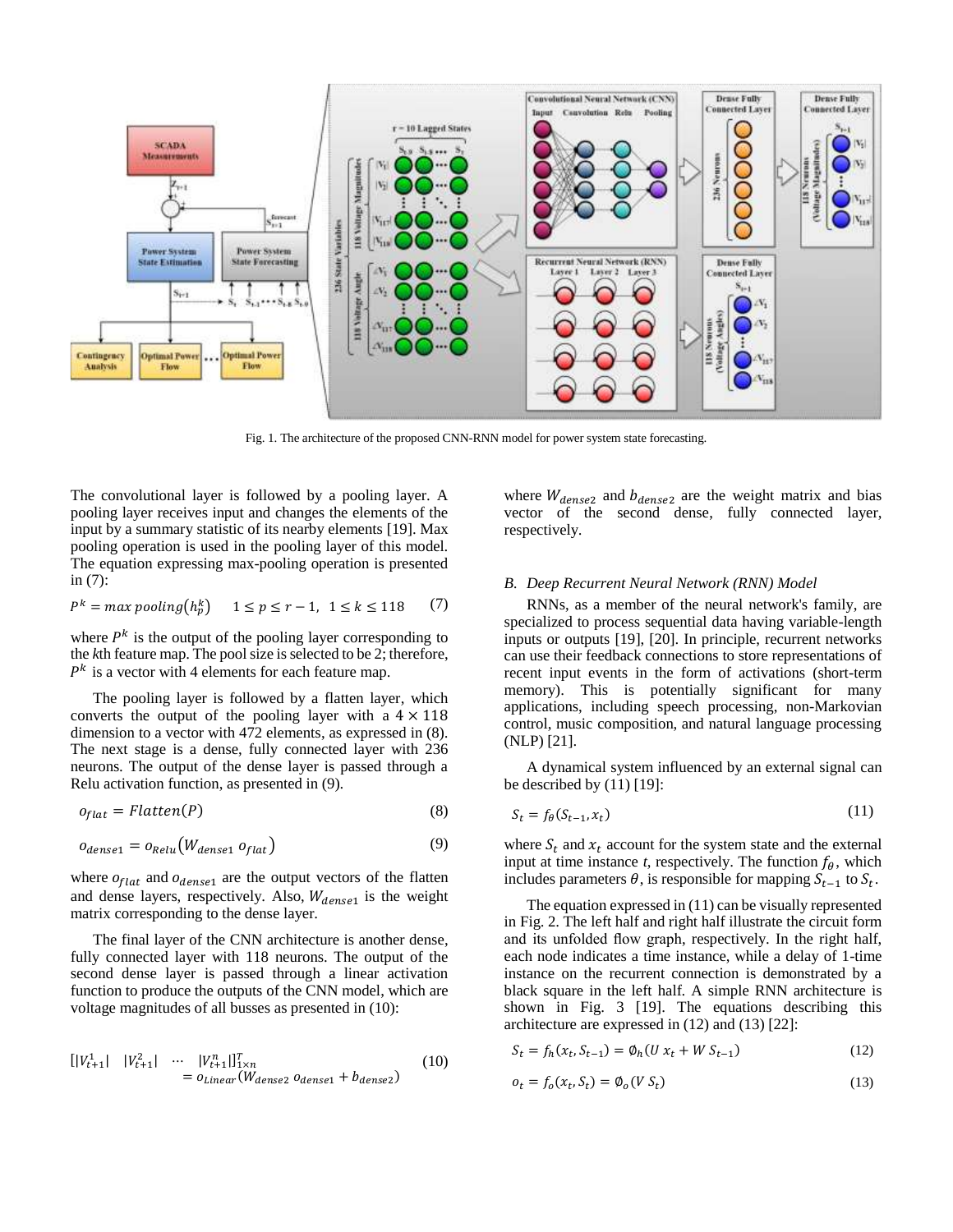Fig. 1. The architecture of the proposed CNN-RNN model for power system state forecasting.

The convolutional layer is followed by a pooling layer. A pooling layer receives input and changes the elements of the input by a summary statistic of its nearby elements [19]. Max pooling operation is used in the pooling layer of this model. The equation expressing max-pooling operation is presented in (7):

$$P^k = max\,pooling\left(h_p^k\right) \quad 1 \le p \le r-1,\; 1 \le k \le 118 \tag{7}$$

where $P^k$ is the output of the pooling layer corresponding to the *k*th feature map. The pool size is selected to be 2; therefore, $P^k$ is a vector with 4 elements for each feature map.

The pooling layer is followed by a flatten layer, which converts the output of the pooling layer with a $4 \times 118$ dimension to a vector with 472 elements, as expressed in (8). The next stage is a dense, fully connected layer with 236 neurons. The output of the dense layer is passed through a Relu activation function, as presented in (9).

$$o_{flat} = Flatten(P) \tag{8}$$

$$o_{dense1} = o_{Relu}\left(W_{dense1}\, o_{flat}\right) \tag{9}$$

where $o_{flat}$ and $o_{dense1}$ are the output vectors of the flatten and dense layers, respectively. Also, $W_{dense1}$ is the weight matrix corresponding to the dense layer.

The final layer of the CNN architecture is another dense, fully connected layer with 118 neurons. The output of the second dense layer is passed through a linear activation function to produce the outputs of the CNN model, which are voltage magnitudes of all busses as presented in (10):

$$\left[|V_{t+1}^1| \quad |V_{t+1}^2| \quad \cdots \quad |V_{t+1}^n|\right]_{1\times n}^T = o_{Linear}\left(W_{dense2}\, o_{dense1} + b_{dense2}\right) \tag{10}$$

where $W_{dense2}$ and $b_{dense2}$ are the weight matrix and bias vector of the second dense, fully connected layer, respectively.

### *B. Deep Recurrent Neural Network (RNN) Model*

RNNs, as a member of the neural network's family, are specialized to process sequential data having variable-length inputs or outputs [19], [20]. In principle, recurrent networks can use their feedback connections to store representations of recent input events in the form of activations (short-term memory). This is potentially significant for many applications, including speech processing, non-Markovian control, music composition, and natural language processing (NLP) [21].

A dynamical system influenced by an external signal can be described by (11) [19]:

$$S_t = f_\theta(S_{t-1}, x_t) \tag{11}$$

where $S_t$ and $x_t$ account for the system state and the external input at time instance *t*, respectively. The function $f_\theta$, which includes parameters $\theta$, is responsible for mapping $S_{t-1}$ to $S_t$.

The equation expressed in (11) can be visually represented in Fig. 2. The left half and right half illustrate the circuit form and its unfolded flow graph, respectively. In the right half, each node indicates a time instance, while a delay of 1-time instance on the recurrent connection is demonstrated by a black square in the left half. A simple RNN architecture is shown in Fig. 3 [19]. The equations describing this architecture are expressed in (12) and (13) [22]:

$$S_t = f_h(x_t, S_{t-1}) = \emptyset_h(U\, x_t + W\, S_{t-1}) \tag{12}$$

$$o_t = f_o(x_t, S_t) = \emptyset_o(V\, S_t) \tag{13}$$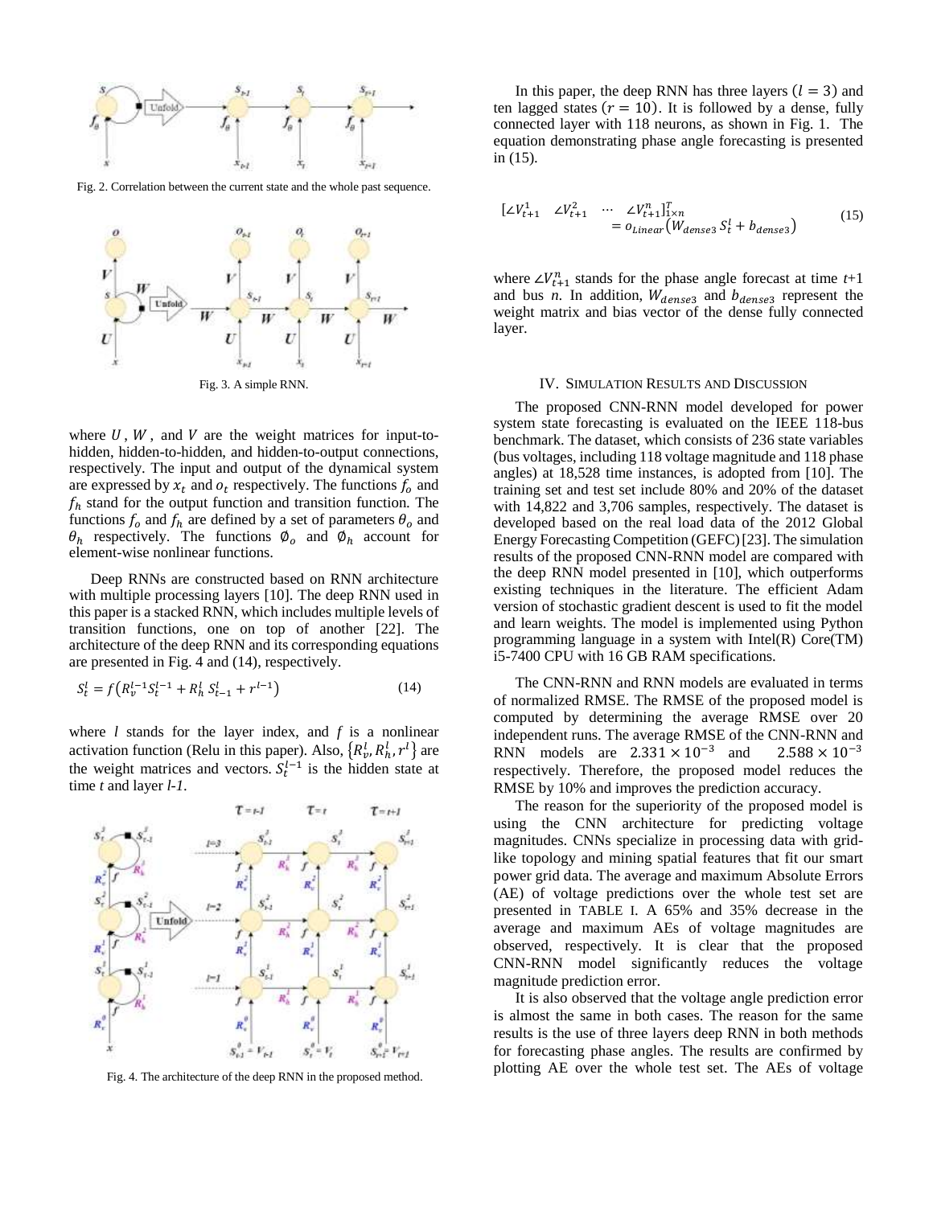Fig. 2. Correlation between the current state and the whole past sequence.

Fig. 3. A simple RNN.

where $U$, $W$, and $V$ are the weight matrices for input-to-hidden, hidden-to-hidden, and hidden-to-output connections, respectively. The input and output of the dynamical system are expressed by $x_t$ and $o_t$ respectively. The functions $f_o$ and $f_h$ stand for the output function and transition function. The functions $f_o$ and $f_h$ are defined by a set of parameters $\theta_o$ and $\theta_h$ respectively. The functions $\emptyset_o$ and $\emptyset_h$ account for element-wise nonlinear functions.

Deep RNNs are constructed based on RNN architecture with multiple processing layers [10]. The deep RNN used in this paper is a stacked RNN, which includes multiple levels of transition functions, one on top of another [22]. The architecture of the deep RNN and its corresponding equations are presented in Fig. 4 and (14), respectively.

$$S_t^l = f\left(R_v^{l-1} S_t^{l-1} + R_h^l \, S_{t-1}^l + r^{l-1}\right) \tag{14}$$

where $l$ stands for the layer index, and $f$ is a nonlinear activation function (Relu in this paper). Also, $\{R_v^l, R_h^l, r^l\}$ are the weight matrices and vectors. $S_t^{l-1}$ is the hidden state at time $t$ and layer $l$-$1$.

Fig. 4. The architecture of the deep RNN in the proposed method.

In this paper, the deep RNN has three layers ($l = 3$) and ten lagged states ($r = 10$). It is followed by a dense, fully connected layer with 118 neurons, as shown in Fig. 1. The equation demonstrating phase angle forecasting is presented in (15).

$$\begin{aligned}[\angle V_{t+1}^1 \quad \angle V_{t+1}^2 \quad \cdots \quad \angle V_{t+1}^n]_{1\times n}^T \\ = o_{Linear}\left(W_{dense3}\, S_t^l + b_{dense3}\right)\end{aligned} \tag{15}$$

where $\angle V_{t+1}^n$ stands for the phase angle forecast at time $t$+1 and bus $n$. In addition, $W_{dense3}$ and $b_{dense3}$ represent the weight matrix and bias vector of the dense fully connected layer.

## IV. Simulation Results and Discussion

The proposed CNN-RNN model developed for power system state forecasting is evaluated on the IEEE 118-bus benchmark. The dataset, which consists of 236 state variables (bus voltages, including 118 voltage magnitude and 118 phase angles) at 18,528 time instances, is adopted from [10]. The training set and test set include 80% and 20% of the dataset with 14,822 and 3,706 samples, respectively. The dataset is developed based on the real load data of the 2012 Global Energy Forecasting Competition (GEFC) [23]. The simulation results of the proposed CNN-RNN model are compared with the deep RNN model presented in [10], which outperforms existing techniques in the literature. The efficient Adam version of stochastic gradient descent is used to fit the model and learn weights. The model is implemented using Python programming language in a system with Intel(R) Core(TM) i5-7400 CPU with 16 GB RAM specifications.

The CNN-RNN and RNN models are evaluated in terms of normalized RMSE. The RMSE of the proposed model is computed by determining the average RMSE over 20 independent runs. The average RMSE of the CNN-RNN and RNN models are $2.331 \times 10^{-3}$ and $2.588 \times 10^{-3}$ respectively. Therefore, the proposed model reduces the RMSE by 10% and improves the prediction accuracy.

The reason for the superiority of the proposed model is using the CNN architecture for predicting voltage magnitudes. CNNs specialize in processing data with grid-like topology and mining spatial features that fit our smart power grid data. The average and maximum Absolute Errors (AE) of voltage predictions over the whole test set are presented in TABLE I. A 65% and 35% decrease in the average and maximum AEs of voltage magnitudes are observed, respectively. It is clear that the proposed CNN-RNN model significantly reduces the voltage magnitude prediction error.

It is also observed that the voltage angle prediction error is almost the same in both cases. The reason for the same results is the use of three layers deep RNN in both methods for forecasting phase angles. The results are confirmed by plotting AE over the whole test set. The AEs of voltage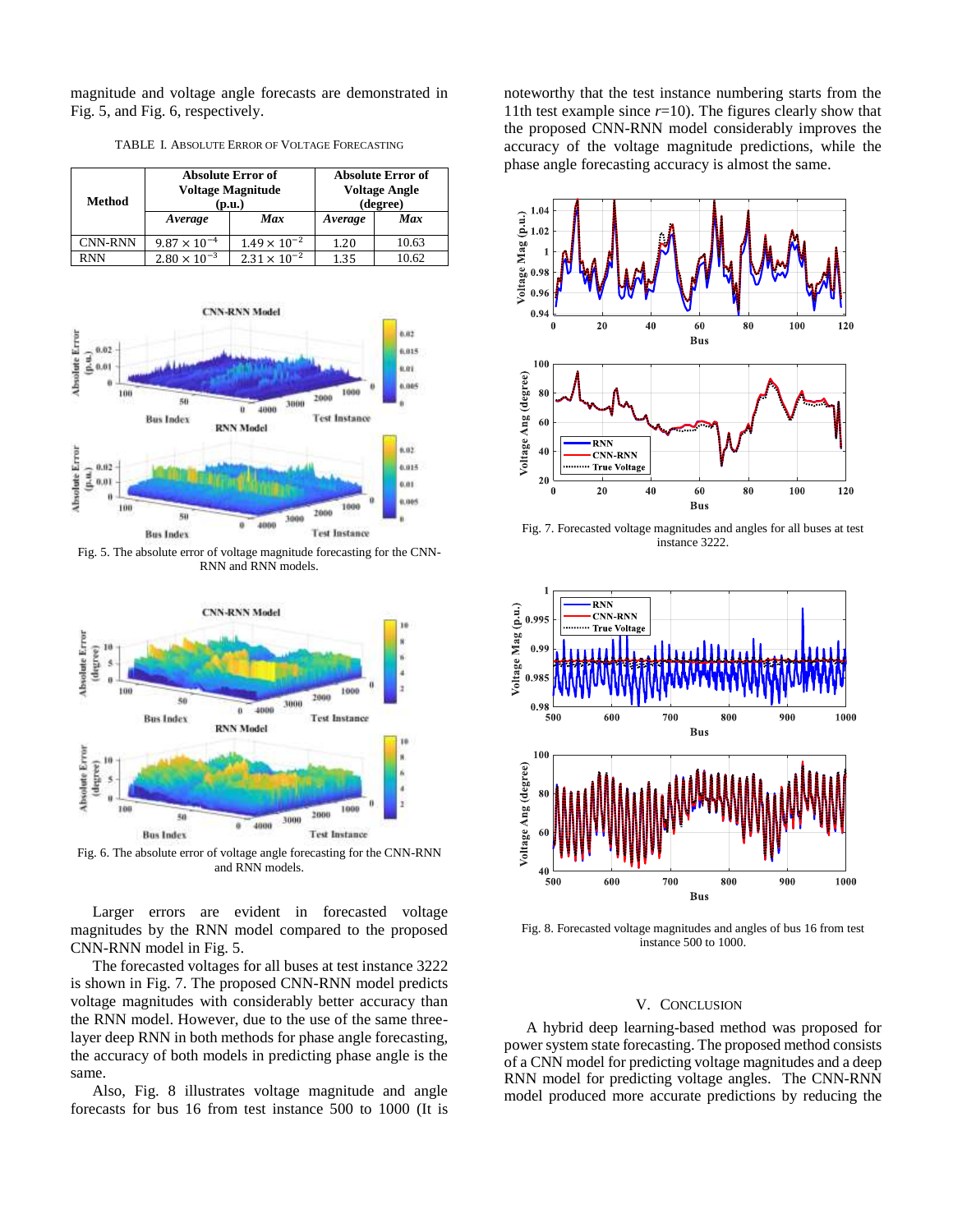magnitude and voltage angle forecasts are demonstrated in Fig. 5, and Fig. 6, respectively.

TABLE I. Absolute Error of Voltage Forecasting

| Method | Absolute Error of Voltage Magnitude (p.u.) | | Absolute Error of Voltage Angle (degree) | |
|---|---|---|---|---|
| | *Average* | *Max* | *Average* | *Max* |
| CNN-RNN | $9.87 \times 10^{-4}$ | $1.49 \times 10^{-2}$ | 1.20 | 10.63 |
| RNN | $2.80 \times 10^{-3}$ | $2.31 \times 10^{-2}$ | 1.35 | 10.62 |

Fig. 5. The absolute error of voltage magnitude forecasting for the CNN-RNN and RNN models.

Fig. 6. The absolute error of voltage angle forecasting for the CNN-RNN and RNN models.

Larger errors are evident in forecasted voltage magnitudes by the RNN model compared to the proposed CNN-RNN model in Fig. 5.

The forecasted voltages for all buses at test instance 3222 is shown in Fig. 7. The proposed CNN-RNN model predicts voltage magnitudes with considerably better accuracy than the RNN model. However, due to the use of the same three-layer deep RNN in both methods for phase angle forecasting, the accuracy of both models in predicting phase angle is the same.

Also, Fig. 8 illustrates voltage magnitude and angle forecasts for bus 16 from test instance 500 to 1000 (It is noteworthy that the test instance numbering starts from the 11th test example since $r$=10). The figures clearly show that the proposed CNN-RNN model considerably improves the accuracy of the voltage magnitude predictions, while the phase angle forecasting accuracy is almost the same.

Fig. 7. Forecasted voltage magnitudes and angles for all buses at test instance 3222.

Fig. 8. Forecasted voltage magnitudes and angles of bus 16 from test instance 500 to 1000.

## V. Conclusion

A hybrid deep learning-based method was proposed for power system state forecasting. The proposed method consists of a CNN model for predicting voltage magnitudes and a deep RNN model for predicting voltage angles. The CNN-RNN model produced more accurate predictions by reducing the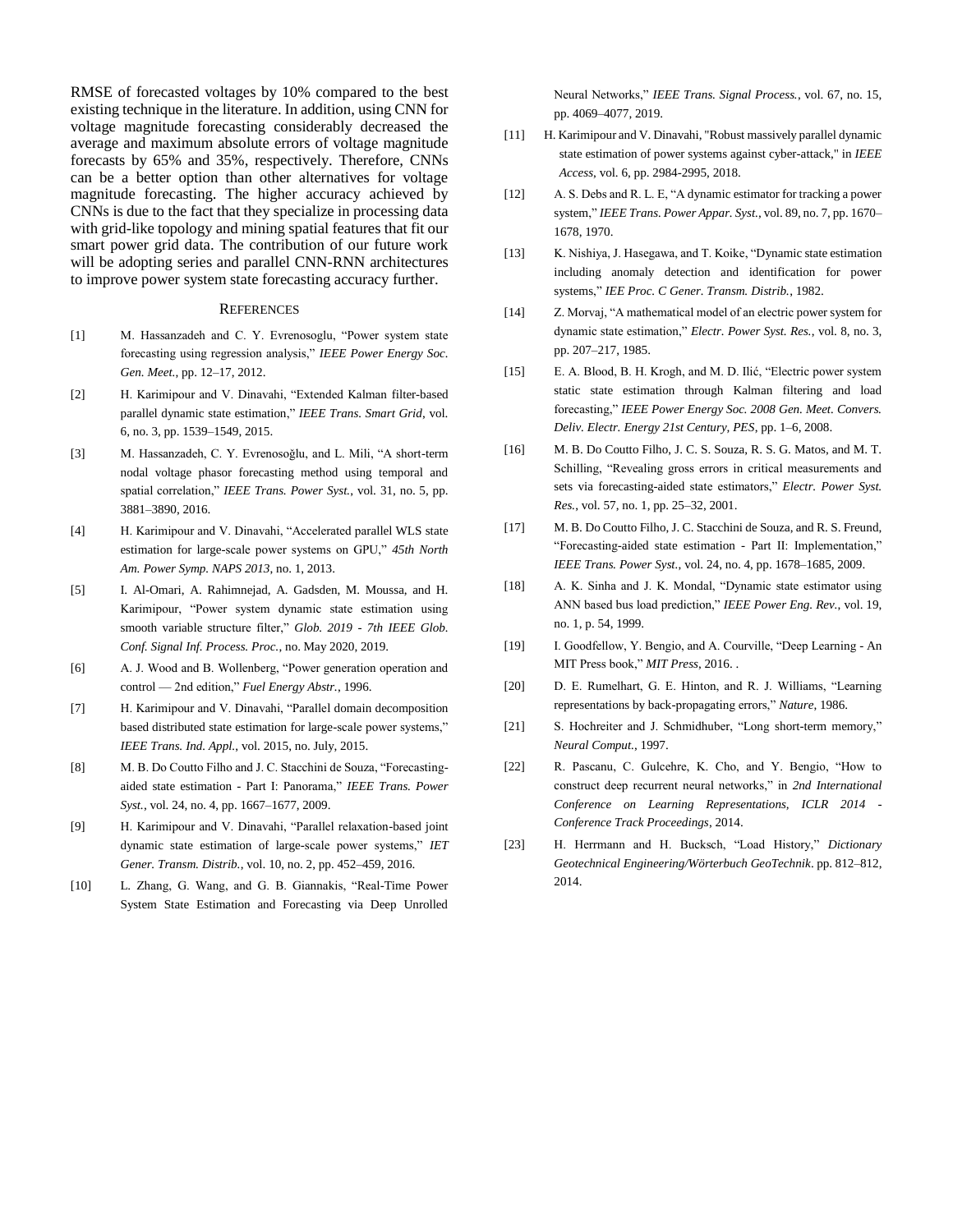RMSE of forecasted voltages by 10% compared to the best existing technique in the literature. In addition, using CNN for voltage magnitude forecasting considerably decreased the average and maximum absolute errors of voltage magnitude forecasts by 65% and 35%, respectively. Therefore, CNNs can be a better option than other alternatives for voltage magnitude forecasting. The higher accuracy achieved by CNNs is due to the fact that they specialize in processing data with grid-like topology and mining spatial features that fit our smart power grid data. The contribution of our future work will be adopting series and parallel CNN-RNN architectures to improve power system state forecasting accuracy further.

## References

[1] M. Hassanzadeh and C. Y. Evrenosoglu, "Power system state forecasting using regression analysis," *IEEE Power Energy Soc. Gen. Meet.*, pp. 12–17, 2012.

[2] H. Karimipour and V. Dinavahi, "Extended Kalman filter-based parallel dynamic state estimation," *IEEE Trans. Smart Grid*, vol. 6, no. 3, pp. 1539–1549, 2015.

[3] M. Hassanzadeh, C. Y. Evrenosoğlu, and L. Mili, "A short-term nodal voltage phasor forecasting method using temporal and spatial correlation," *IEEE Trans. Power Syst.*, vol. 31, no. 5, pp. 3881–3890, 2016.

[4] H. Karimipour and V. Dinavahi, "Accelerated parallel WLS state estimation for large-scale power systems on GPU," *45th North Am. Power Symp. NAPS 2013*, no. 1, 2013.

[5] I. Al-Omari, A. Rahimnejad, A. Gadsden, M. Moussa, and H. Karimipour, "Power system dynamic state estimation using smooth variable structure filter," *Glob. 2019 - 7th IEEE Glob. Conf. Signal Inf. Process. Proc.*, no. May 2020, 2019.

[6] A. J. Wood and B. Wollenberg, "Power generation operation and control — 2nd edition," *Fuel Energy Abstr.*, 1996.

[7] H. Karimipour and V. Dinavahi, "Parallel domain decomposition based distributed state estimation for large-scale power systems," *IEEE Trans. Ind. Appl.*, vol. 2015, no. July, 2015.

[8] M. B. Do Coutto Filho and J. C. Stacchini de Souza, "Forecasting-aided state estimation - Part I: Panorama," *IEEE Trans. Power Syst.*, vol. 24, no. 4, pp. 1667–1677, 2009.

[9] H. Karimipour and V. Dinavahi, "Parallel relaxation-based joint dynamic state estimation of large-scale power systems," *IET Gener. Transm. Distrib.*, vol. 10, no. 2, pp. 452–459, 2016.

[10] L. Zhang, G. Wang, and G. B. Giannakis, "Real-Time Power System State Estimation and Forecasting via Deep Unrolled Neural Networks," *IEEE Trans. Signal Process.*, vol. 67, no. 15, pp. 4069–4077, 2019.

[11] H. Karimipour and V. Dinavahi, "Robust massively parallel dynamic state estimation of power systems against cyber-attack," in *IEEE Access*, vol. 6, pp. 2984-2995, 2018.

[12] A. S. Debs and R. L. E, "A dynamic estimator for tracking a power system," *IEEE Trans. Power Appar. Syst.*, vol. 89, no. 7, pp. 1670–1678, 1970.

[13] K. Nishiya, J. Hasegawa, and T. Koike, "Dynamic state estimation including anomaly detection and identification for power systems," *IEE Proc. C Gener. Transm. Distrib.*, 1982.

[14] Z. Morvaj, "A mathematical model of an electric power system for dynamic state estimation," *Electr. Power Syst. Res.*, vol. 8, no. 3, pp. 207–217, 1985.

[15] E. A. Blood, B. H. Krogh, and M. D. Ilić, "Electric power system static state estimation through Kalman filtering and load forecasting," *IEEE Power Energy Soc. 2008 Gen. Meet. Convers. Deliv. Electr. Energy 21st Century, PES*, pp. 1–6, 2008.

[16] M. B. Do Coutto Filho, J. C. S. Souza, R. S. G. Matos, and M. T. Schilling, "Revealing gross errors in critical measurements and sets via forecasting-aided state estimators," *Electr. Power Syst. Res.*, vol. 57, no. 1, pp. 25–32, 2001.

[17] M. B. Do Coutto Filho, J. C. Stacchini de Souza, and R. S. Freund, "Forecasting-aided state estimation - Part II: Implementation," *IEEE Trans. Power Syst.*, vol. 24, no. 4, pp. 1678–1685, 2009.

[18] A. K. Sinha and J. K. Mondal, "Dynamic state estimator using ANN based bus load prediction," *IEEE Power Eng. Rev.*, vol. 19, no. 1, p. 54, 1999.

[19] I. Goodfellow, Y. Bengio, and A. Courville, "Deep Learning - An MIT Press book," *MIT Press*, 2016. .

[20] D. E. Rumelhart, G. E. Hinton, and R. J. Williams, "Learning representations by back-propagating errors," *Nature*, 1986.

[21] S. Hochreiter and J. Schmidhuber, "Long short-term memory," *Neural Comput.*, 1997.

[22] R. Pascanu, C. Gulcehre, K. Cho, and Y. Bengio, "How to construct deep recurrent neural networks," in *2nd International Conference on Learning Representations, ICLR 2014 - Conference Track Proceedings*, 2014.

[23] H. Herrmann and H. Bucksch, "Load History," *Dictionary Geotechnical Engineering/Wörterbuch GeoTechnik*. pp. 812–812, 2014.